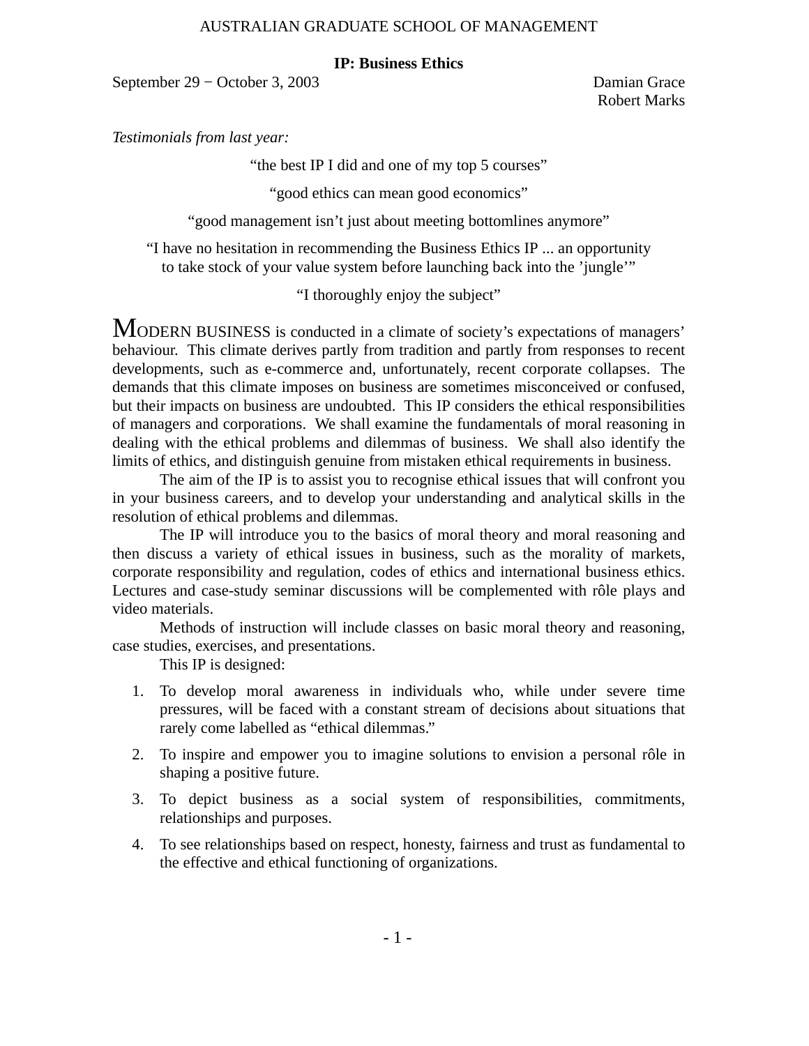AUSTRALIAN GRADUATE SCHOOL OF MANAGEMENT

# IP: Business Ethics

September 29 − October 3, 2003

Damian Grace
Robert Marks

*Testimonials from last year:*

"the best IP I did and one of my top 5 courses"

"good ethics can mean good economics"

"good management isn't just about meeting bottomlines anymore"

"I have no hesitation in recommending the Business Ethics IP ... an opportunity to take stock of your value system before launching back into the 'jungle'"

"I thoroughly enjoy the subject"

MODERN BUSINESS is conducted in a climate of society's expectations of managers' behaviour. This climate derives partly from tradition and partly from responses to recent developments, such as e-commerce and, unfortunately, recent corporate collapses. The demands that this climate imposes on business are sometimes misconceived or confused, but their impacts on business are undoubted. This IP considers the ethical responsibilities of managers and corporations. We shall examine the fundamentals of moral reasoning in dealing with the ethical problems and dilemmas of business. We shall also identify the limits of ethics, and distinguish genuine from mistaken ethical requirements in business.

The aim of the IP is to assist you to recognise ethical issues that will confront you in your business careers, and to develop your understanding and analytical skills in the resolution of ethical problems and dilemmas.

The IP will introduce you to the basics of moral theory and moral reasoning and then discuss a variety of ethical issues in business, such as the morality of markets, corporate responsibility and regulation, codes of ethics and international business ethics. Lectures and case-study seminar discussions will be complemented with rôle plays and video materials.

Methods of instruction will include classes on basic moral theory and reasoning, case studies, exercises, and presentations.

This IP is designed:

1. To develop moral awareness in individuals who, while under severe time pressures, will be faced with a constant stream of decisions about situations that rarely come labelled as "ethical dilemmas."
2. To inspire and empower you to imagine solutions to envision a personal rôle in shaping a positive future.
3. To depict business as a social system of responsibilities, commitments, relationships and purposes.
4. To see relationships based on respect, honesty, fairness and trust as fundamental to the effective and ethical functioning of organizations.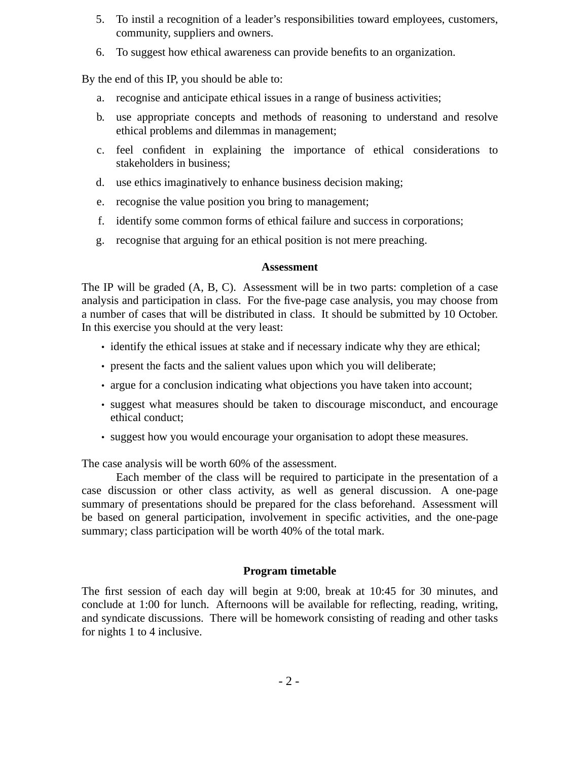5. To instil a recognition of a leader's responsibilities toward employees, customers, community, suppliers and owners.
6. To suggest how ethical awareness can provide benefits to an organization.

By the end of this IP, you should be able to:

a. recognise and anticipate ethical issues in a range of business activities;
b. use appropriate concepts and methods of reasoning to understand and resolve ethical problems and dilemmas in management;
c. feel confident in explaining the importance of ethical considerations to stakeholders in business;
d. use ethics imaginatively to enhance business decision making;
e. recognise the value position you bring to management;
f. identify some common forms of ethical failure and success in corporations;
g. recognise that arguing for an ethical position is not mere preaching.

## Assessment

The IP will be graded (A, B, C). Assessment will be in two parts: completion of a case analysis and participation in class. For the five-page case analysis, you may choose from a number of cases that will be distributed in class. It should be submitted by 10 October. In this exercise you should at the very least:

- identify the ethical issues at stake and if necessary indicate why they are ethical;
- present the facts and the salient values upon which you will deliberate;
- argue for a conclusion indicating what objections you have taken into account;
- suggest what measures should be taken to discourage misconduct, and encourage ethical conduct;
- suggest how you would encourage your organisation to adopt these measures.

The case analysis will be worth 60% of the assessment.

Each member of the class will be required to participate in the presentation of a case discussion or other class activity, as well as general discussion. A one-page summary of presentations should be prepared for the class beforehand. Assessment will be based on general participation, involvement in specific activities, and the one-page summary; class participation will be worth 40% of the total mark.

## Program timetable

The first session of each day will begin at 9:00, break at 10:45 for 30 minutes, and conclude at 1:00 for lunch. Afternoons will be available for reflecting, reading, writing, and syndicate discussions. There will be homework consisting of reading and other tasks for nights 1 to 4 inclusive.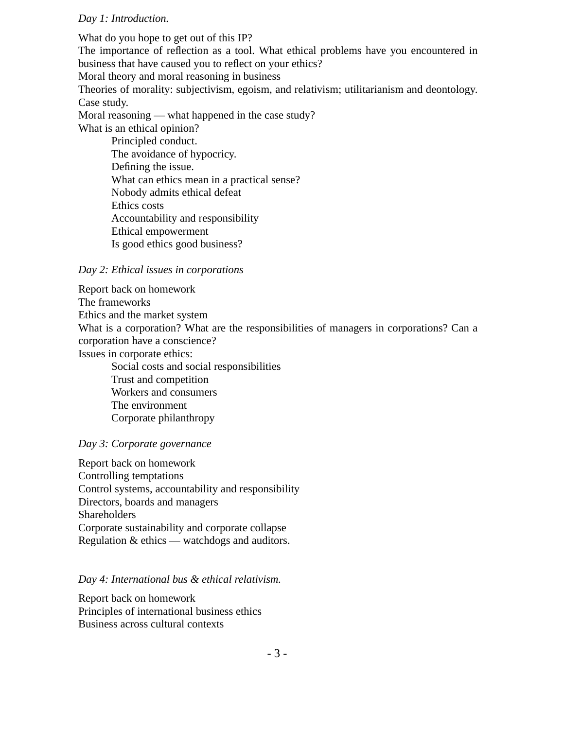*Day 1: Introduction.*

What do you hope to get out of this IP?
The importance of reflection as a tool. What ethical problems have you encountered in business that have caused you to reflect on your ethics?
Moral theory and moral reasoning in business
Theories of morality: subjectivism, egoism, and relativism; utilitarianism and deontology.
Case study.
Moral reasoning — what happened in the case study?
What is an ethical opinion?

- Principled conduct.
- The avoidance of hypocricy.
- Defining the issue.
- What can ethics mean in a practical sense?
- Nobody admits ethical defeat
- Ethics costs
- Accountability and responsibility
- Ethical empowerment
- Is good ethics good business?

*Day 2: Ethical issues in corporations*

Report back on homework
The frameworks
Ethics and the market system
What is a corporation? What are the responsibilities of managers in corporations? Can a corporation have a conscience?
Issues in corporate ethics:

- Social costs and social responsibilities
- Trust and competition
- Workers and consumers
- The environment
- Corporate philanthropy

*Day 3: Corporate governance*

Report back on homework
Controlling temptations
Control systems, accountability and responsibility
Directors, boards and managers
Shareholders
Corporate sustainability and corporate collapse
Regulation & ethics — watchdogs and auditors.

*Day 4: International bus & ethical relativism.*

Report back on homework
Principles of international business ethics
Business across cultural contexts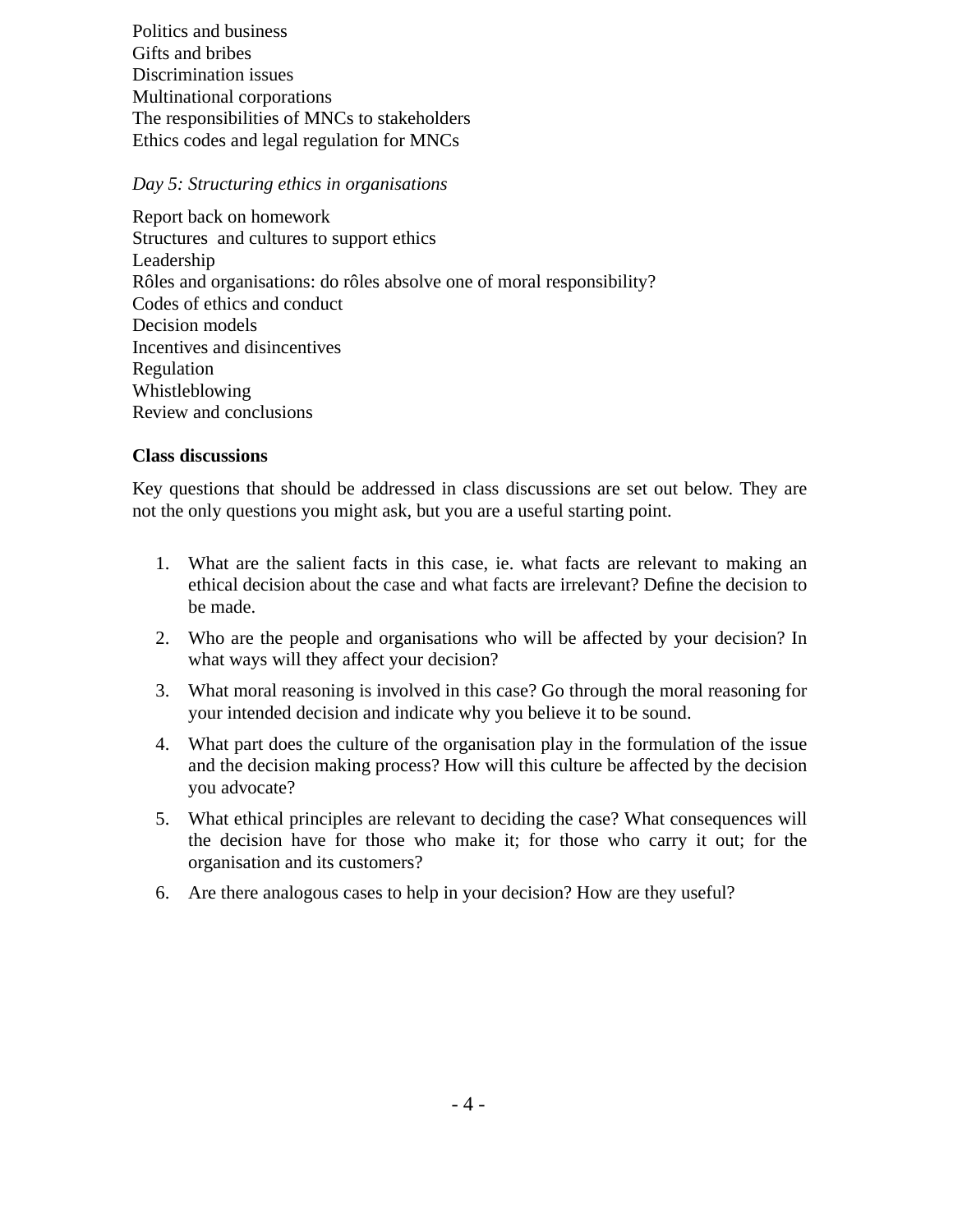Politics and business
Gifts and bribes
Discrimination issues
Multinational corporations
The responsibilities of MNCs to stakeholders
Ethics codes and legal regulation for MNCs

*Day 5: Structuring ethics in organisations*

Report back on homework
Structures and cultures to support ethics
Leadership
Rôles and organisations: do rôles absolve one of moral responsibility?
Codes of ethics and conduct
Decision models
Incentives and disincentives
Regulation
Whistleblowing
Review and conclusions

**Class discussions**

Key questions that should be addressed in class discussions are set out below. They are not the only questions you might ask, but you are a useful starting point.

1. What are the salient facts in this case, ie. what facts are relevant to making an ethical decision about the case and what facts are irrelevant? Define the decision to be made.
2. Who are the people and organisations who will be affected by your decision? In what ways will they affect your decision?
3. What moral reasoning is involved in this case? Go through the moral reasoning for your intended decision and indicate why you believe it to be sound.
4. What part does the culture of the organisation play in the formulation of the issue and the decision making process? How will this culture be affected by the decision you advocate?
5. What ethical principles are relevant to deciding the case? What consequences will the decision have for those who make it; for those who carry it out; for the organisation and its customers?
6. Are there analogous cases to help in your decision? How are they useful?